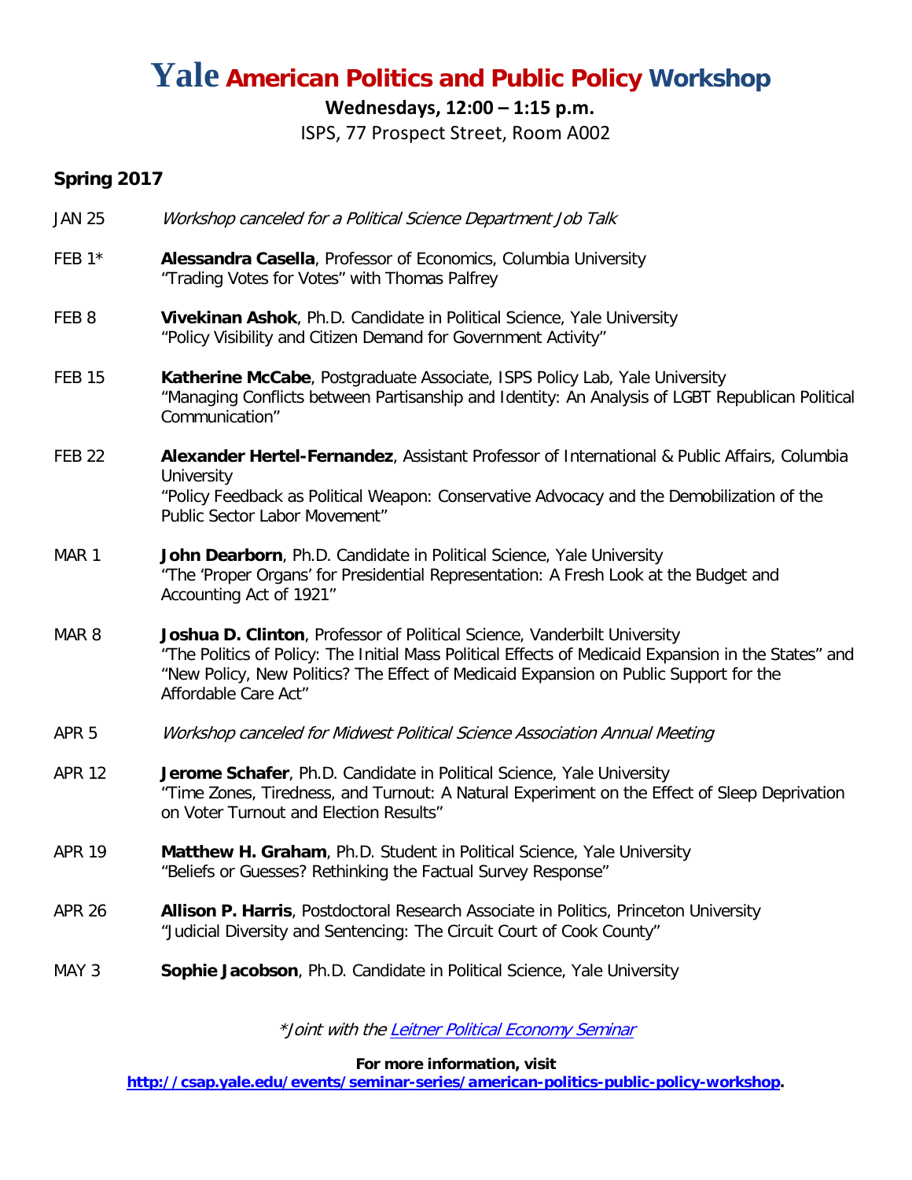# Yale American Politics and Public Policy Workshop

**Wednesdays, 12:00 – 1:15 p.m.**

ISPS, 77 Prospect Street, Room A002

## Spring 2017

JAN 25 *Workshop canceled for a Political Science Department Job Talk*

FEB 1* **Alessandra Casella**, Professor of Economics, Columbia University
"Trading Votes for Votes" with Thomas Palfrey

FEB 8 **Vivekinan Ashok**, Ph.D. Candidate in Political Science, Yale University
"Policy Visibility and Citizen Demand for Government Activity"

FEB 15 **Katherine McCabe**, Postgraduate Associate, ISPS Policy Lab, Yale University
"Managing Conflicts between Partisanship and Identity: An Analysis of LGBT Republican Political Communication"

FEB 22 **Alexander Hertel-Fernandez**, Assistant Professor of International & Public Affairs, Columbia University
"Policy Feedback as Political Weapon: Conservative Advocacy and the Demobilization of the Public Sector Labor Movement"

MAR 1 **John Dearborn**, Ph.D. Candidate in Political Science, Yale University
"The 'Proper Organs' for Presidential Representation: A Fresh Look at the Budget and Accounting Act of 1921"

MAR 8 **Joshua D. Clinton**, Professor of Political Science, Vanderbilt University
"The Politics of Policy: The Initial Mass Political Effects of Medicaid Expansion in the States" and "New Policy, New Politics? The Effect of Medicaid Expansion on Public Support for the Affordable Care Act"

APR 5 *Workshop canceled for Midwest Political Science Association Annual Meeting*

APR 12 **Jerome Schafer**, Ph.D. Candidate in Political Science, Yale University
"Time Zones, Tiredness, and Turnout: A Natural Experiment on the Effect of Sleep Deprivation on Voter Turnout and Election Results"

APR 19 **Matthew H. Graham**, Ph.D. Student in Political Science, Yale University
"Beliefs or Guesses? Rethinking the Factual Survey Response"

APR 26 **Allison P. Harris**, Postdoctoral Research Associate in Politics, Princeton University
"Judicial Diversity and Sentencing: The Circuit Court of Cook County"

MAY 3 **Sophie Jacobson**, Ph.D. Candidate in Political Science, Yale University

*Joint with the [Leitner Political Economy Seminar]

**For more information, visit**
**http://csap.yale.edu/events/seminar-series/american-politics-public-policy-workshop.**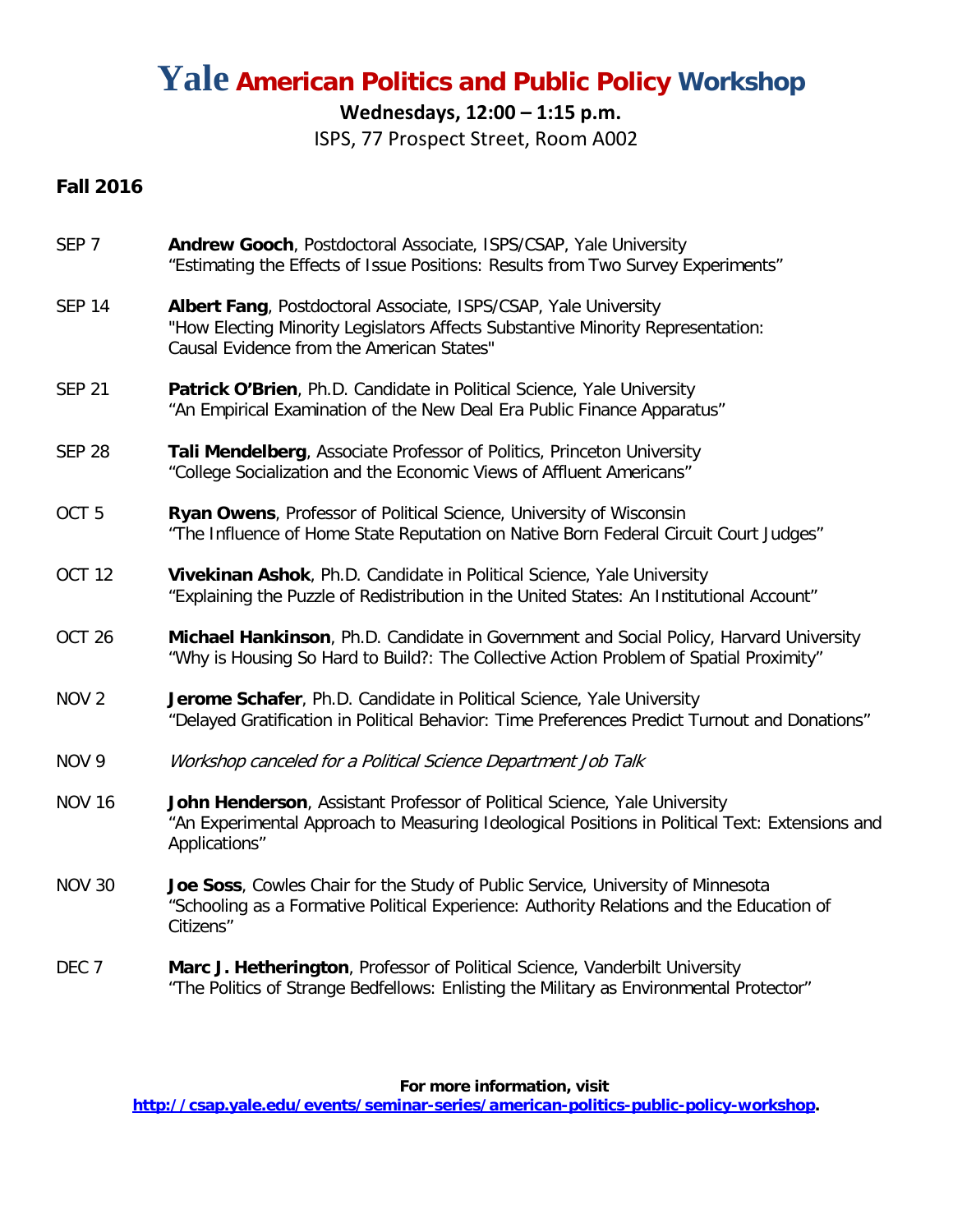# Yale American Politics and Public Policy Workshop

**Wednesdays, 12:00 – 1:15 p.m.**

ISPS, 77 Prospect Street, Room A002

**Fall 2016**

SEP 7 — **Andrew Gooch**, Postdoctoral Associate, ISPS/CSAP, Yale University
"Estimating the Effects of Issue Positions: Results from Two Survey Experiments"

SEP 14 — **Albert Fang**, Postdoctoral Associate, ISPS/CSAP, Yale University
"How Electing Minority Legislators Affects Substantive Minority Representation: Causal Evidence from the American States"

SEP 21 — **Patrick O'Brien**, Ph.D. Candidate in Political Science, Yale University
"An Empirical Examination of the New Deal Era Public Finance Apparatus"

SEP 28 — **Tali Mendelberg**, Associate Professor of Politics, Princeton University
"College Socialization and the Economic Views of Affluent Americans"

OCT 5 — **Ryan Owens**, Professor of Political Science, University of Wisconsin
"The Influence of Home State Reputation on Native Born Federal Circuit Court Judges"

OCT 12 — **Vivekinan Ashok**, Ph.D. Candidate in Political Science, Yale University
"Explaining the Puzzle of Redistribution in the United States: An Institutional Account"

OCT 26 — **Michael Hankinson**, Ph.D. Candidate in Government and Social Policy, Harvard University
"Why is Housing So Hard to Build?: The Collective Action Problem of Spatial Proximity"

NOV 2 — **Jerome Schafer**, Ph.D. Candidate in Political Science, Yale University
"Delayed Gratification in Political Behavior: Time Preferences Predict Turnout and Donations"

NOV 9 — *Workshop canceled for a Political Science Department Job Talk*

NOV 16 — **John Henderson**, Assistant Professor of Political Science, Yale University
"An Experimental Approach to Measuring Ideological Positions in Political Text: Extensions and Applications"

NOV 30 — **Joe Soss**, Cowles Chair for the Study of Public Service, University of Minnesota
"Schooling as a Formative Political Experience: Authority Relations and the Education of Citizens"

DEC 7 — **Marc J. Hetherington**, Professor of Political Science, Vanderbilt University
"The Politics of Strange Bedfellows: Enlisting the Military as Environmental Protector"

**For more information, visit**
**http://csap.yale.edu/events/seminar-series/american-politics-public-policy-workshop.**